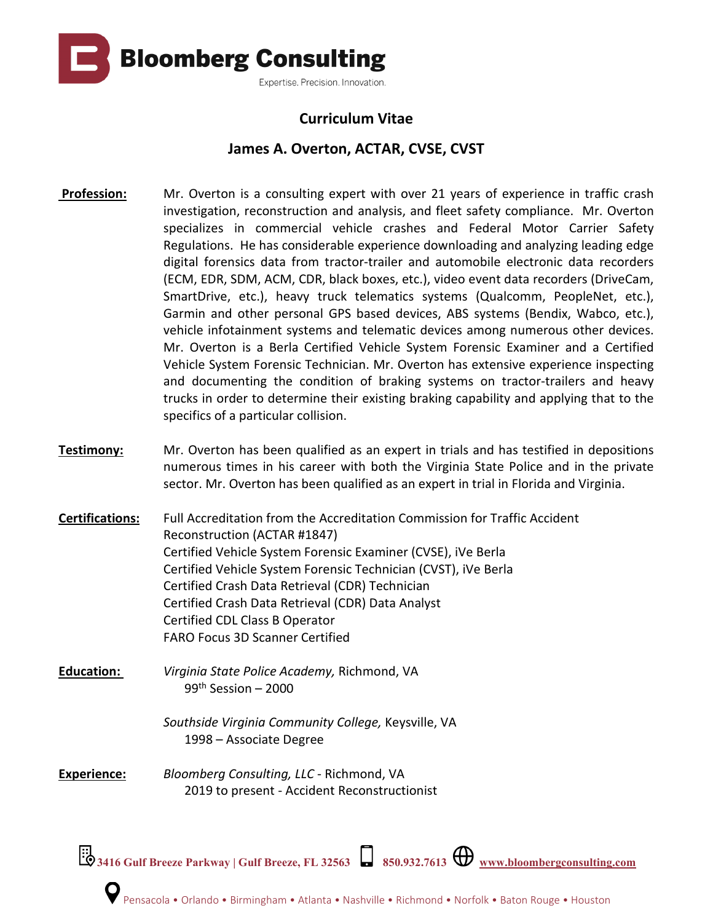**Bloomberg Consulting**

Expertise. Precision. Innovation.

# Curriculum Vitae

## James A. Overton, ACTAR, CVSE, CVST

**Profession:** Mr. Overton is a consulting expert with over 21 years of experience in traffic crash investigation, reconstruction and analysis, and fleet safety compliance. Mr. Overton specializes in commercial vehicle crashes and Federal Motor Carrier Safety Regulations. He has considerable experience downloading and analyzing leading edge digital forensics data from tractor-trailer and automobile electronic data recorders (ECM, EDR, SDM, ACM, CDR, black boxes, etc.), video event data recorders (DriveCam, SmartDrive, etc.), heavy truck telematics systems (Qualcomm, PeopleNet, etc.), Garmin and other personal GPS based devices, ABS systems (Bendix, Wabco, etc.), vehicle infotainment systems and telematic devices among numerous other devices. Mr. Overton is a Berla Certified Vehicle System Forensic Examiner and a Certified Vehicle System Forensic Technician. Mr. Overton has extensive experience inspecting and documenting the condition of braking systems on tractor-trailers and heavy trucks in order to determine their existing braking capability and applying that to the specifics of a particular collision.

**Testimony:** Mr. Overton has been qualified as an expert in trials and has testified in depositions numerous times in his career with both the Virginia State Police and in the private sector. Mr. Overton has been qualified as an expert in trial in Florida and Virginia.

**Certifications:**

Full Accreditation from the Accreditation Commission for Traffic Accident Reconstruction (ACTAR #1847)
Certified Vehicle System Forensic Examiner (CVSE), iVe Berla
Certified Vehicle System Forensic Technician (CVST), iVe Berla
Certified Crash Data Retrieval (CDR) Technician
Certified Crash Data Retrieval (CDR) Data Analyst
Certified CDL Class B Operator
FARO Focus 3D Scanner Certified

**Education:**

*Virginia State Police Academy,* Richmond, VA
99th Session – 2000

*Southside Virginia Community College,* Keysville, VA
1998 – Associate Degree

**Experience:**

*Bloomberg Consulting, LLC* - Richmond, VA
2019 to present - Accident Reconstructionist

3416 Gulf Breeze Parkway | Gulf Breeze, FL 32563 850.932.7613 www.bloombergconsulting.com

Pensacola • Orlando • Birmingham • Atlanta • Nashville • Richmond • Norfolk • Baton Rouge • Houston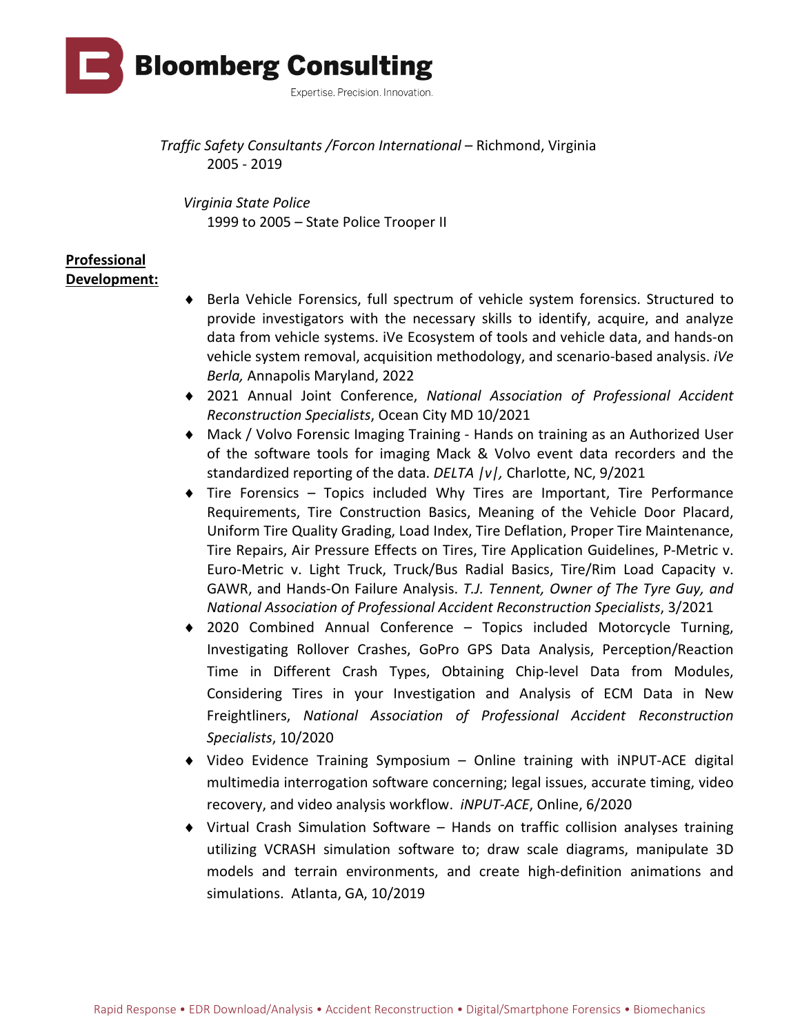*Traffic Safety Consultants /Forcon International* – Richmond, Virginia
2005 - 2019

*Virginia State Police*
1999 to 2005 – State Police Trooper II

**Professional Development:**

- Berla Vehicle Forensics, full spectrum of vehicle system forensics. Structured to provide investigators with the necessary skills to identify, acquire, and analyze data from vehicle systems. iVe Ecosystem of tools and vehicle data, and hands-on vehicle system removal, acquisition methodology, and scenario-based analysis. *iVe Berla,* Annapolis Maryland, 2022
- 2021 Annual Joint Conference, *National Association of Professional Accident Reconstruction Specialists*, Ocean City MD 10/2021
- Mack / Volvo Forensic Imaging Training - Hands on training as an Authorized User of the software tools for imaging Mack & Volvo event data recorders and the standardized reporting of the data. *DELTA |v|,* Charlotte, NC, 9/2021
- Tire Forensics – Topics included Why Tires are Important, Tire Performance Requirements, Tire Construction Basics, Meaning of the Vehicle Door Placard, Uniform Tire Quality Grading, Load Index, Tire Deflation, Proper Tire Maintenance, Tire Repairs, Air Pressure Effects on Tires, Tire Application Guidelines, P-Metric v. Euro-Metric v. Light Truck, Truck/Bus Radial Basics, Tire/Rim Load Capacity v. GAWR, and Hands-On Failure Analysis. *T.J. Tennent, Owner of The Tyre Guy, and National Association of Professional Accident Reconstruction Specialists*, 3/2021
- 2020 Combined Annual Conference – Topics included Motorcycle Turning, Investigating Rollover Crashes, GoPro GPS Data Analysis, Perception/Reaction Time in Different Crash Types, Obtaining Chip-level Data from Modules, Considering Tires in your Investigation and Analysis of ECM Data in New Freightliners, *National Association of Professional Accident Reconstruction Specialists*, 10/2020
- Video Evidence Training Symposium – Online training with iNPUT-ACE digital multimedia interrogation software concerning; legal issues, accurate timing, video recovery, and video analysis workflow. *iNPUT-ACE*, Online, 6/2020
- Virtual Crash Simulation Software – Hands on traffic collision analyses training utilizing VCRASH simulation software to; draw scale diagrams, manipulate 3D models and terrain environments, and create high-definition animations and simulations. Atlanta, GA, 10/2019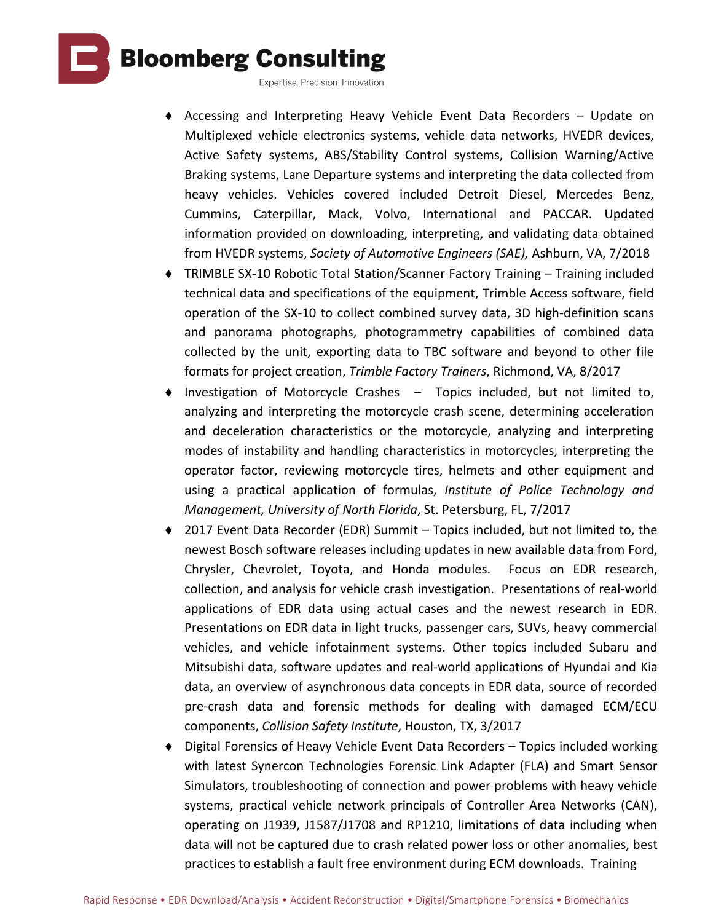- Accessing and Interpreting Heavy Vehicle Event Data Recorders – Update on Multiplexed vehicle electronics systems, vehicle data networks, HVEDR devices, Active Safety systems, ABS/Stability Control systems, Collision Warning/Active Braking systems, Lane Departure systems and interpreting the data collected from heavy vehicles. Vehicles covered included Detroit Diesel, Mercedes Benz, Cummins, Caterpillar, Mack, Volvo, International and PACCAR. Updated information provided on downloading, interpreting, and validating data obtained from HVEDR systems, *Society of Automotive Engineers (SAE),* Ashburn, VA, 7/2018
- TRIMBLE SX-10 Robotic Total Station/Scanner Factory Training – Training included technical data and specifications of the equipment, Trimble Access software, field operation of the SX-10 to collect combined survey data, 3D high-definition scans and panorama photographs, photogrammetry capabilities of combined data collected by the unit, exporting data to TBC software and beyond to other file formats for project creation, *Trimble Factory Trainers*, Richmond, VA, 8/2017
- Investigation of Motorcycle Crashes – Topics included, but not limited to, analyzing and interpreting the motorcycle crash scene, determining acceleration and deceleration characteristics or the motorcycle, analyzing and interpreting modes of instability and handling characteristics in motorcycles, interpreting the operator factor, reviewing motorcycle tires, helmets and other equipment and using a practical application of formulas, *Institute of Police Technology and Management, University of North Florida*, St. Petersburg, FL, 7/2017
- 2017 Event Data Recorder (EDR) Summit – Topics included, but not limited to, the newest Bosch software releases including updates in new available data from Ford, Chrysler, Chevrolet, Toyota, and Honda modules. Focus on EDR research, collection, and analysis for vehicle crash investigation. Presentations of real-world applications of EDR data using actual cases and the newest research in EDR. Presentations on EDR data in light trucks, passenger cars, SUVs, heavy commercial vehicles, and vehicle infotainment systems. Other topics included Subaru and Mitsubishi data, software updates and real-world applications of Hyundai and Kia data, an overview of asynchronous data concepts in EDR data, source of recorded pre-crash data and forensic methods for dealing with damaged ECM/ECU components, *Collision Safety Institute*, Houston, TX, 3/2017
- Digital Forensics of Heavy Vehicle Event Data Recorders – Topics included working with latest Synercon Technologies Forensic Link Adapter (FLA) and Smart Sensor Simulators, troubleshooting of connection and power problems with heavy vehicle systems, practical vehicle network principals of Controller Area Networks (CAN), operating on J1939, J1587/J1708 and RP1210, limitations of data including when data will not be captured due to crash related power loss or other anomalies, best practices to establish a fault free environment during ECM downloads. Training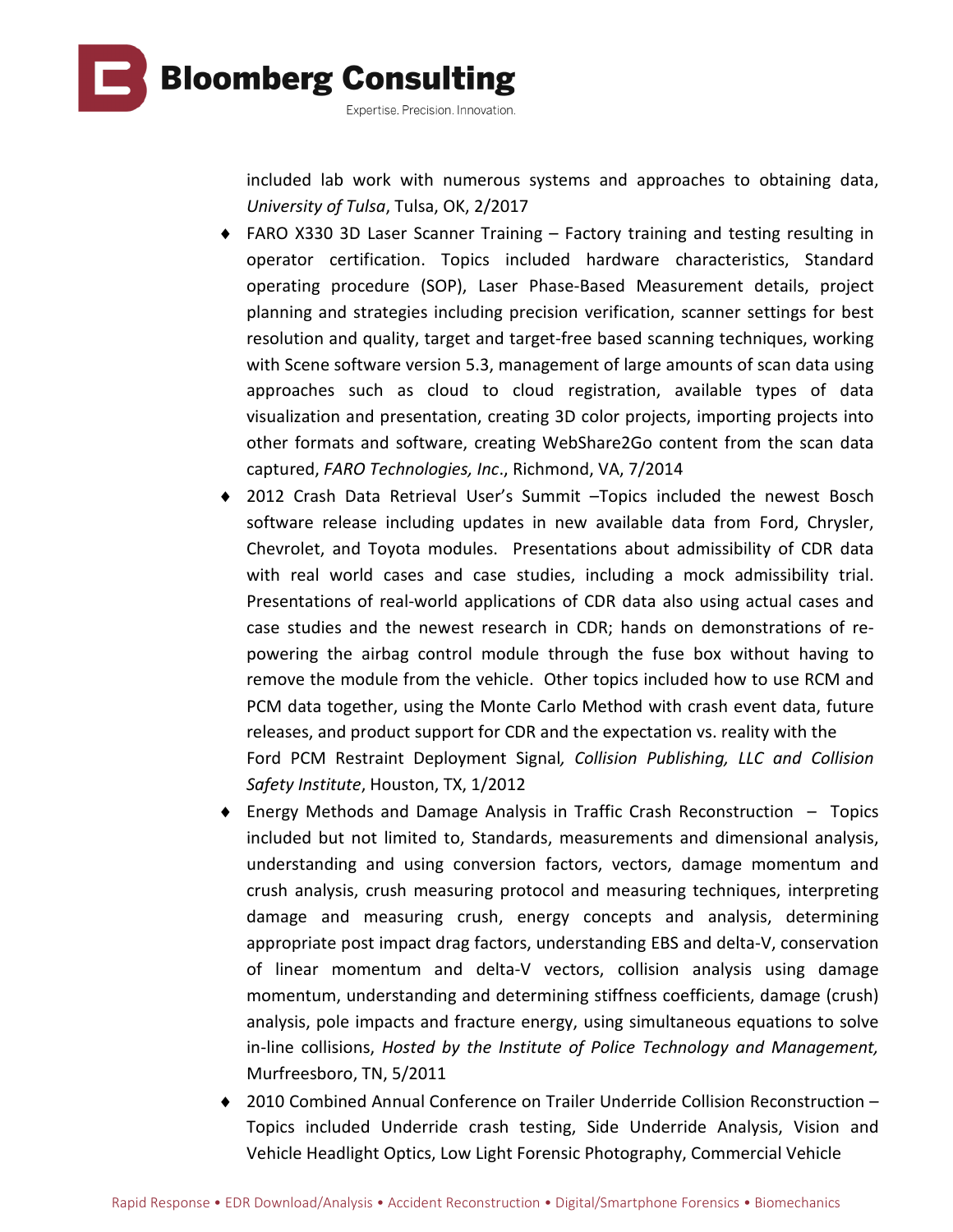included lab work with numerous systems and approaches to obtaining data, *University of Tulsa*, Tulsa, OK, 2/2017

- FARO X330 3D Laser Scanner Training – Factory training and testing resulting in operator certification. Topics included hardware characteristics, Standard operating procedure (SOP), Laser Phase-Based Measurement details, project planning and strategies including precision verification, scanner settings for best resolution and quality, target and target-free based scanning techniques, working with Scene software version 5.3, management of large amounts of scan data using approaches such as cloud to cloud registration, available types of data visualization and presentation, creating 3D color projects, importing projects into other formats and software, creating WebShare2Go content from the scan data captured, *FARO Technologies, Inc*., Richmond, VA, 7/2014
- 2012 Crash Data Retrieval User's Summit –Topics included the newest Bosch software release including updates in new available data from Ford, Chrysler, Chevrolet, and Toyota modules. Presentations about admissibility of CDR data with real world cases and case studies, including a mock admissibility trial. Presentations of real-world applications of CDR data also using actual cases and case studies and the newest research in CDR; hands on demonstrations of re-powering the airbag control module through the fuse box without having to remove the module from the vehicle. Other topics included how to use RCM and PCM data together, using the Monte Carlo Method with crash event data, future releases, and product support for CDR and the expectation vs. reality with the Ford PCM Restraint Deployment Signal*, Collision Publishing, LLC and Collision Safety Institute*, Houston, TX, 1/2012
- Energy Methods and Damage Analysis in Traffic Crash Reconstruction – Topics included but not limited to, Standards, measurements and dimensional analysis, understanding and using conversion factors, vectors, damage momentum and crush analysis, crush measuring protocol and measuring techniques, interpreting damage and measuring crush, energy concepts and analysis, determining appropriate post impact drag factors, understanding EBS and delta-V, conservation of linear momentum and delta-V vectors, collision analysis using damage momentum, understanding and determining stiffness coefficients, damage (crush) analysis, pole impacts and fracture energy, using simultaneous equations to solve in-line collisions, *Hosted by the Institute of Police Technology and Management,* Murfreesboro, TN, 5/2011
- 2010 Combined Annual Conference on Trailer Underride Collision Reconstruction – Topics included Underride crash testing, Side Underride Analysis, Vision and Vehicle Headlight Optics, Low Light Forensic Photography, Commercial Vehicle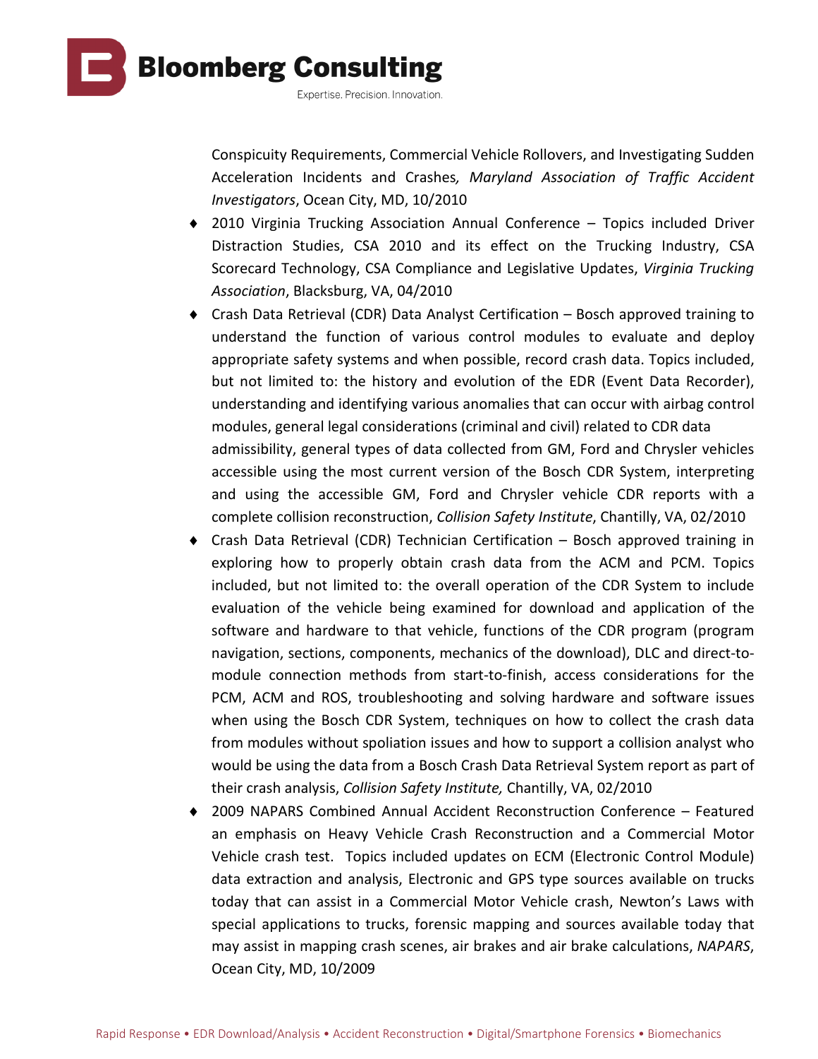Conspicuity Requirements, Commercial Vehicle Rollovers, and Investigating Sudden Acceleration Incidents and Crashes, *Maryland Association of Traffic Accident Investigators*, Ocean City, MD, 10/2010

- 2010 Virginia Trucking Association Annual Conference – Topics included Driver Distraction Studies, CSA 2010 and its effect on the Trucking Industry, CSA Scorecard Technology, CSA Compliance and Legislative Updates, *Virginia Trucking Association*, Blacksburg, VA, 04/2010
- Crash Data Retrieval (CDR) Data Analyst Certification – Bosch approved training to understand the function of various control modules to evaluate and deploy appropriate safety systems and when possible, record crash data. Topics included, but not limited to: the history and evolution of the EDR (Event Data Recorder), understanding and identifying various anomalies that can occur with airbag control modules, general legal considerations (criminal and civil) related to CDR data admissibility, general types of data collected from GM, Ford and Chrysler vehicles accessible using the most current version of the Bosch CDR System, interpreting and using the accessible GM, Ford and Chrysler vehicle CDR reports with a complete collision reconstruction, *Collision Safety Institute*, Chantilly, VA, 02/2010
- Crash Data Retrieval (CDR) Technician Certification – Bosch approved training in exploring how to properly obtain crash data from the ACM and PCM. Topics included, but not limited to: the overall operation of the CDR System to include evaluation of the vehicle being examined for download and application of the software and hardware to that vehicle, functions of the CDR program (program navigation, sections, components, mechanics of the download), DLC and direct-to-module connection methods from start-to-finish, access considerations for the PCM, ACM and ROS, troubleshooting and solving hardware and software issues when using the Bosch CDR System, techniques on how to collect the crash data from modules without spoliation issues and how to support a collision analyst who would be using the data from a Bosch Crash Data Retrieval System report as part of their crash analysis, *Collision Safety Institute,* Chantilly, VA, 02/2010
- 2009 NAPARS Combined Annual Accident Reconstruction Conference – Featured an emphasis on Heavy Vehicle Crash Reconstruction and a Commercial Motor Vehicle crash test. Topics included updates on ECM (Electronic Control Module) data extraction and analysis, Electronic and GPS type sources available on trucks today that can assist in a Commercial Motor Vehicle crash, Newton's Laws with special applications to trucks, forensic mapping and sources available today that may assist in mapping crash scenes, air brakes and air brake calculations, *NAPARS*, Ocean City, MD, 10/2009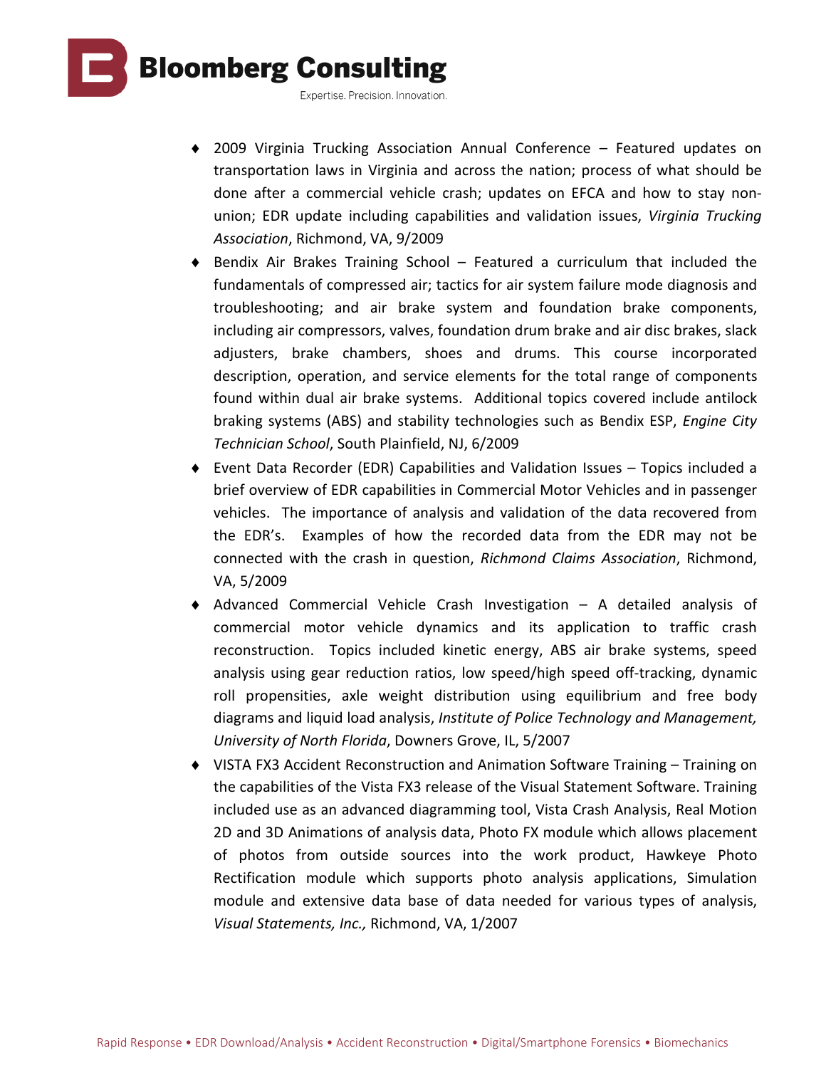- 2009 Virginia Trucking Association Annual Conference – Featured updates on transportation laws in Virginia and across the nation; process of what should be done after a commercial vehicle crash; updates on EFCA and how to stay non-union; EDR update including capabilities and validation issues, *Virginia Trucking Association*, Richmond, VA, 9/2009
- Bendix Air Brakes Training School – Featured a curriculum that included the fundamentals of compressed air; tactics for air system failure mode diagnosis and troubleshooting; and air brake system and foundation brake components, including air compressors, valves, foundation drum brake and air disc brakes, slack adjusters, brake chambers, shoes and drums. This course incorporated description, operation, and service elements for the total range of components found within dual air brake systems. Additional topics covered include antilock braking systems (ABS) and stability technologies such as Bendix ESP, *Engine City Technician School*, South Plainfield, NJ, 6/2009
- Event Data Recorder (EDR) Capabilities and Validation Issues – Topics included a brief overview of EDR capabilities in Commercial Motor Vehicles and in passenger vehicles. The importance of analysis and validation of the data recovered from the EDR's. Examples of how the recorded data from the EDR may not be connected with the crash in question, *Richmond Claims Association*, Richmond, VA, 5/2009
- Advanced Commercial Vehicle Crash Investigation – A detailed analysis of commercial motor vehicle dynamics and its application to traffic crash reconstruction. Topics included kinetic energy, ABS air brake systems, speed analysis using gear reduction ratios, low speed/high speed off-tracking, dynamic roll propensities, axle weight distribution using equilibrium and free body diagrams and liquid load analysis, *Institute of Police Technology and Management, University of North Florida*, Downers Grove, IL, 5/2007
- VISTA FX3 Accident Reconstruction and Animation Software Training – Training on the capabilities of the Vista FX3 release of the Visual Statement Software. Training included use as an advanced diagramming tool, Vista Crash Analysis, Real Motion 2D and 3D Animations of analysis data, Photo FX module which allows placement of photos from outside sources into the work product, Hawkeye Photo Rectification module which supports photo analysis applications, Simulation module and extensive data base of data needed for various types of analysis, *Visual Statements, Inc.,* Richmond, VA, 1/2007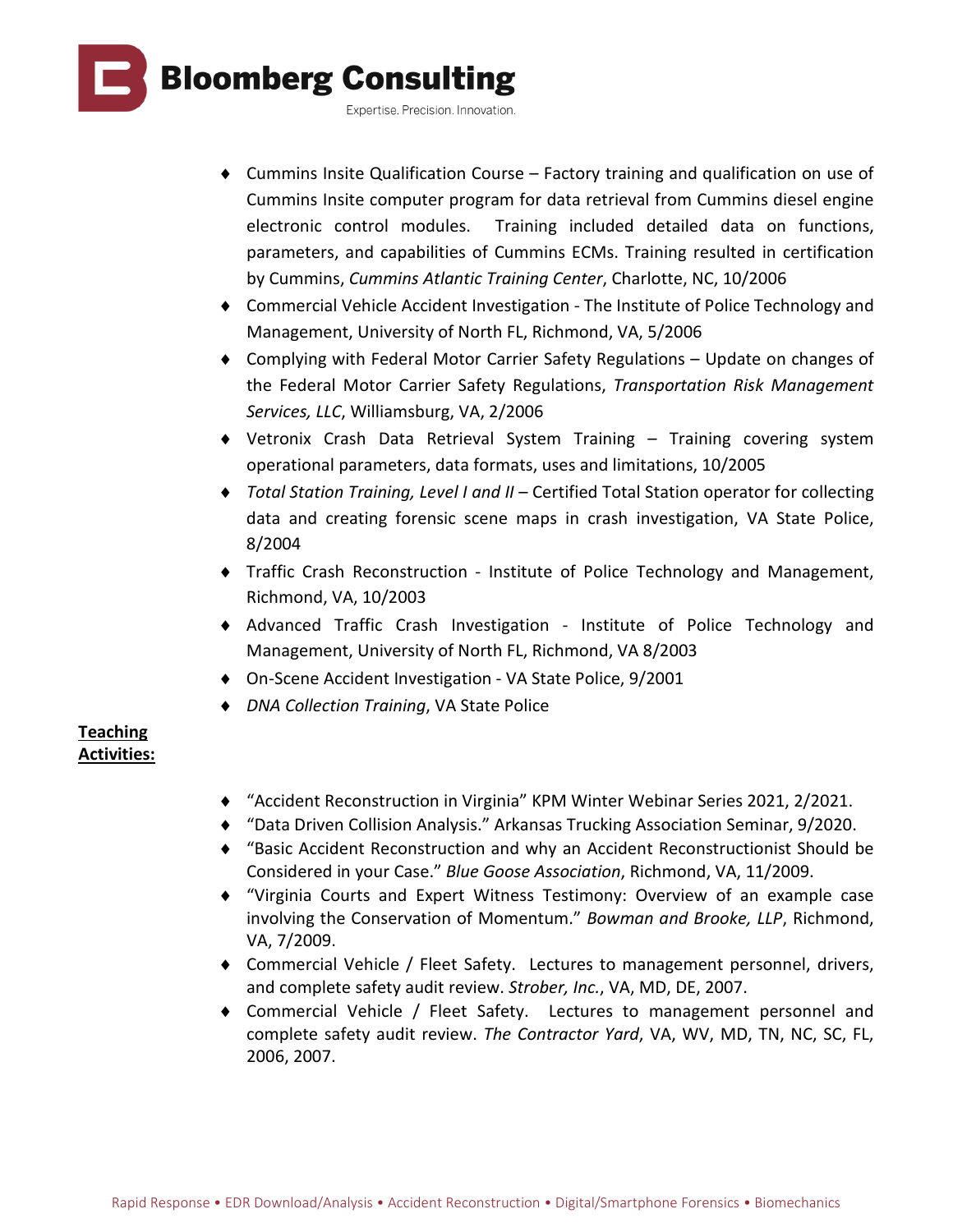- Cummins Insite Qualification Course – Factory training and qualification on use of Cummins Insite computer program for data retrieval from Cummins diesel engine electronic control modules. Training included detailed data on functions, parameters, and capabilities of Cummins ECMs. Training resulted in certification by Cummins, *Cummins Atlantic Training Center*, Charlotte, NC, 10/2006
- Commercial Vehicle Accident Investigation - The Institute of Police Technology and Management, University of North FL, Richmond, VA, 5/2006
- Complying with Federal Motor Carrier Safety Regulations – Update on changes of the Federal Motor Carrier Safety Regulations, *Transportation Risk Management Services, LLC*, Williamsburg, VA, 2/2006
- Vetronix Crash Data Retrieval System Training – Training covering system operational parameters, data formats, uses and limitations, 10/2005
- *Total Station Training, Level I and II* – Certified Total Station operator for collecting data and creating forensic scene maps in crash investigation, VA State Police, 8/2004
- Traffic Crash Reconstruction - Institute of Police Technology and Management, Richmond, VA, 10/2003
- Advanced Traffic Crash Investigation - Institute of Police Technology and Management, University of North FL, Richmond, VA 8/2003
- On-Scene Accident Investigation - VA State Police, 9/2001
- *DNA Collection Training*, VA State Police

**Teaching Activities:**

- "Accident Reconstruction in Virginia" KPM Winter Webinar Series 2021, 2/2021.
- "Data Driven Collision Analysis." Arkansas Trucking Association Seminar, 9/2020.
- "Basic Accident Reconstruction and why an Accident Reconstructionist Should be Considered in your Case." *Blue Goose Association*, Richmond, VA, 11/2009.
- "Virginia Courts and Expert Witness Testimony: Overview of an example case involving the Conservation of Momentum." *Bowman and Brooke, LLP*, Richmond, VA, 7/2009.
- Commercial Vehicle / Fleet Safety. Lectures to management personnel, drivers, and complete safety audit review. *Strober, Inc.*, VA, MD, DE, 2007.
- Commercial Vehicle / Fleet Safety. Lectures to management personnel and complete safety audit review. *The Contractor Yard*, VA, WV, MD, TN, NC, SC, FL, 2006, 2007.